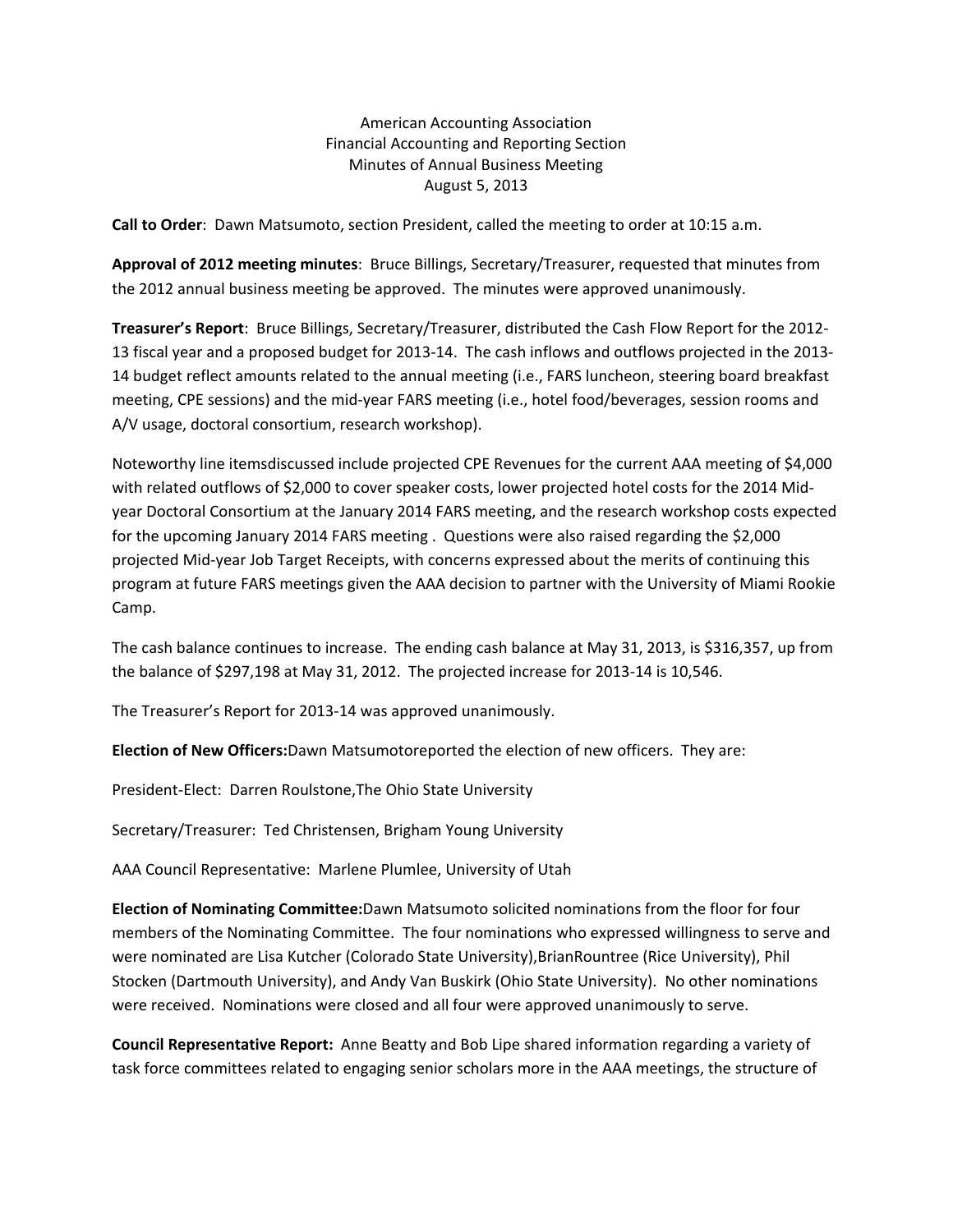American Accounting Association
Financial Accounting and Reporting Section
Minutes of Annual Business Meeting
August 5, 2013

**Call to Order**: Dawn Matsumoto, section President, called the meeting to order at 10:15 a.m.

**Approval of 2012 meeting minutes**: Bruce Billings, Secretary/Treasurer, requested that minutes from the 2012 annual business meeting be approved. The minutes were approved unanimously.

**Treasurer's Report**: Bruce Billings, Secretary/Treasurer, distributed the Cash Flow Report for the 2012-13 fiscal year and a proposed budget for 2013-14. The cash inflows and outflows projected in the 2013-14 budget reflect amounts related to the annual meeting (i.e., FARS luncheon, steering board breakfast meeting, CPE sessions) and the mid-year FARS meeting (i.e., hotel food/beverages, session rooms and A/V usage, doctoral consortium, research workshop).

Noteworthy line itemsdiscussed include projected CPE Revenues for the current AAA meeting of $4,000 with related outflows of $2,000 to cover speaker costs, lower projected hotel costs for the 2014 Mid-year Doctoral Consortium at the January 2014 FARS meeting, and the research workshop costs expected for the upcoming January 2014 FARS meeting . Questions were also raised regarding the $2,000 projected Mid-year Job Target Receipts, with concerns expressed about the merits of continuing this program at future FARS meetings given the AAA decision to partner with the University of Miami Rookie Camp.

The cash balance continues to increase. The ending cash balance at May 31, 2013, is $316,357, up from the balance of $297,198 at May 31, 2012. The projected increase for 2013-14 is 10,546.

The Treasurer's Report for 2013-14 was approved unanimously.

**Election of New Officers:**Dawn Matsumotoreported the election of new officers. They are:

President-Elect: Darren Roulstone,The Ohio State University

Secretary/Treasurer: Ted Christensen, Brigham Young University

AAA Council Representative: Marlene Plumlee, University of Utah

**Election of Nominating Committee:**Dawn Matsumoto solicited nominations from the floor for four members of the Nominating Committee. The four nominations who expressed willingness to serve and were nominated are Lisa Kutcher (Colorado State University),BrianRountree (Rice University), Phil Stocken (Dartmouth University), and Andy Van Buskirk (Ohio State University). No other nominations were received. Nominations were closed and all four were approved unanimously to serve.

**Council Representative Report:** Anne Beatty and Bob Lipe shared information regarding a variety of task force committees related to engaging senior scholars more in the AAA meetings, the structure of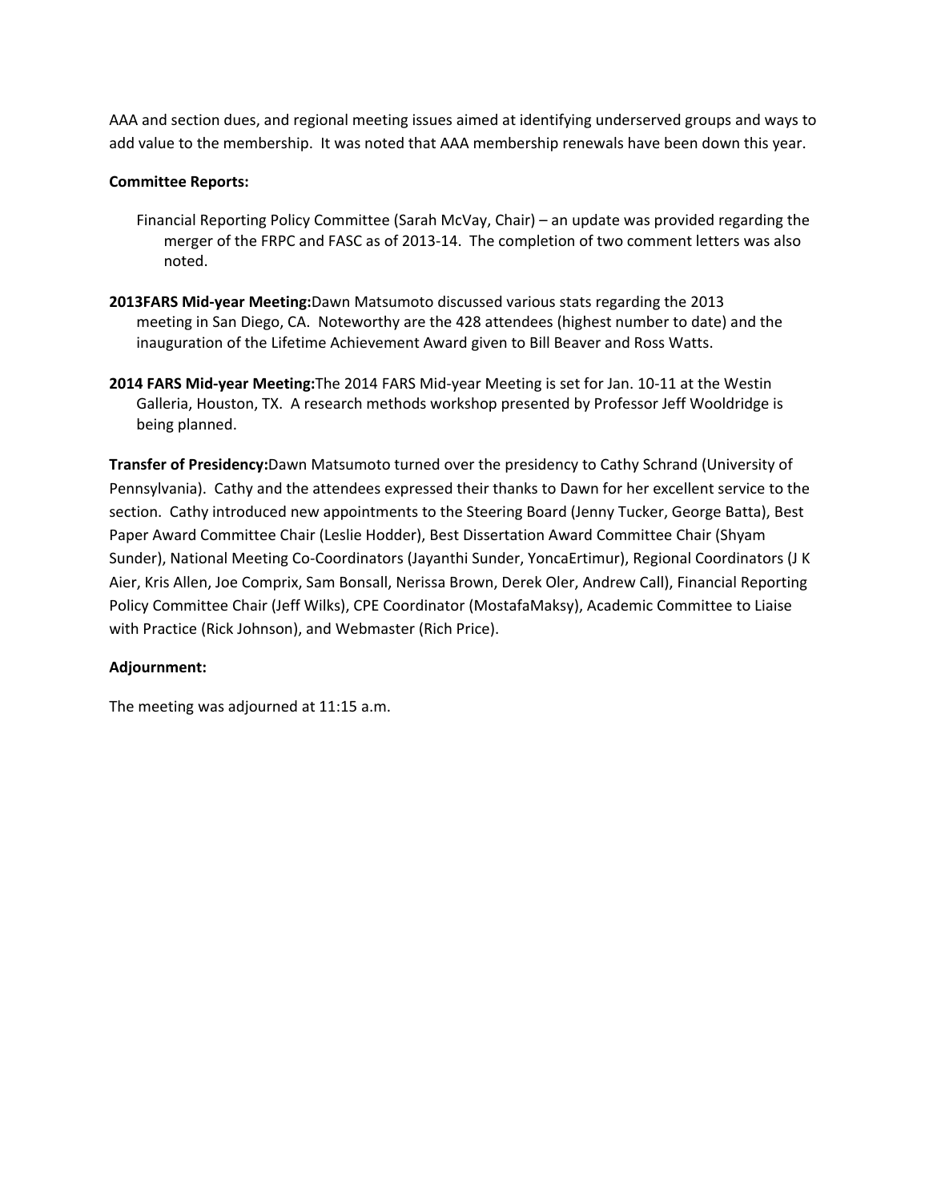AAA and section dues, and regional meeting issues aimed at identifying underserved groups and ways to add value to the membership. It was noted that AAA membership renewals have been down this year.

**Committee Reports:**

Financial Reporting Policy Committee (Sarah McVay, Chair) – an update was provided regarding the merger of the FRPC and FASC as of 2013-14. The completion of two comment letters was also noted.

**2013FARS Mid-year Meeting:**Dawn Matsumoto discussed various stats regarding the 2013 meeting in San Diego, CA. Noteworthy are the 428 attendees (highest number to date) and the inauguration of the Lifetime Achievement Award given to Bill Beaver and Ross Watts.

**2014 FARS Mid-year Meeting:**The 2014 FARS Mid-year Meeting is set for Jan. 10-11 at the Westin Galleria, Houston, TX. A research methods workshop presented by Professor Jeff Wooldridge is being planned.

**Transfer of Presidency:**Dawn Matsumoto turned over the presidency to Cathy Schrand (University of Pennsylvania). Cathy and the attendees expressed their thanks to Dawn for her excellent service to the section. Cathy introduced new appointments to the Steering Board (Jenny Tucker, George Batta), Best Paper Award Committee Chair (Leslie Hodder), Best Dissertation Award Committee Chair (Shyam Sunder), National Meeting Co-Coordinators (Jayanthi Sunder, YoncaErtimur), Regional Coordinators (J K Aier, Kris Allen, Joe Comprix, Sam Bonsall, Nerissa Brown, Derek Oler, Andrew Call), Financial Reporting Policy Committee Chair (Jeff Wilks), CPE Coordinator (MostafaMaksy), Academic Committee to Liaise with Practice (Rick Johnson), and Webmaster (Rich Price).

**Adjournment:**

The meeting was adjourned at 11:15 a.m.